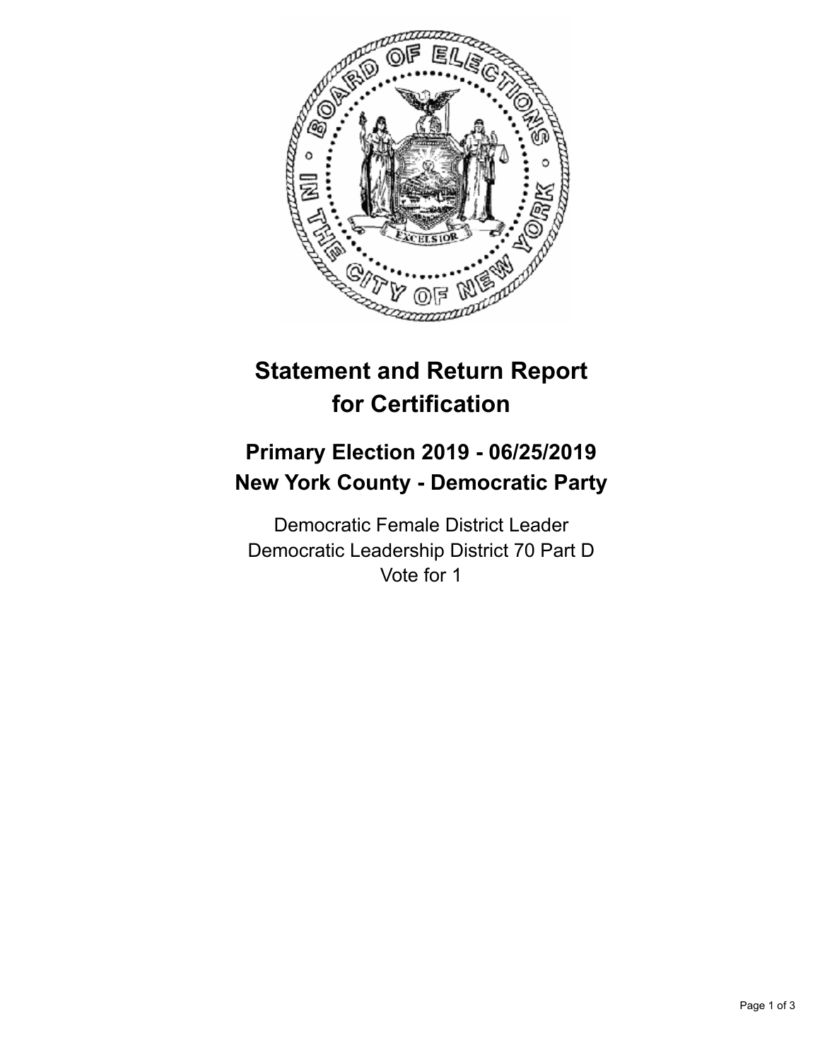# Statement and Return Report for Certification

## Primary Election 2019 - 06/25/2019
## New York County - Democratic Party

Democratic Female District Leader
Democratic Leadership District 70 Part D
Vote for 1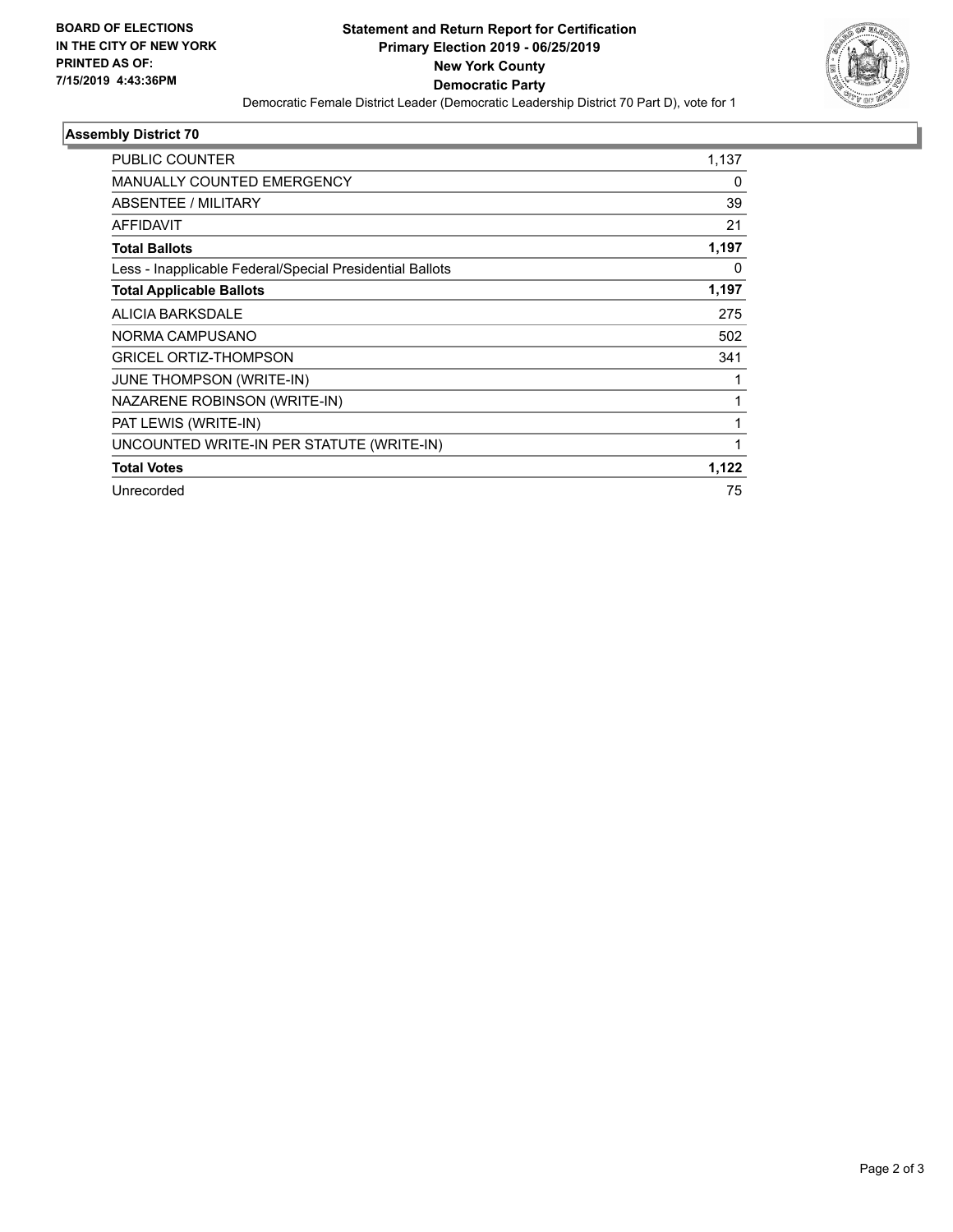**BOARD OF ELECTIONS IN THE CITY OF NEW YORK PRINTED AS OF: 7/15/2019 4:43:36PM**

# Statement and Return Report for Certification
## Primary Election 2019 - 06/25/2019
## New York County
## Democratic Party

Democratic Female District Leader (Democratic Leadership District 70 Part D), vote for 1

### Assembly District 70

| | |
|---|---|
| PUBLIC COUNTER | 1,137 |
| MANUALLY COUNTED EMERGENCY | 0 |
| ABSENTEE / MILITARY | 39 |
| AFFIDAVIT | 21 |
| **Total Ballots** | **1,197** |
| Less - Inapplicable Federal/Special Presidential Ballots | 0 |
| **Total Applicable Ballots** | **1,197** |
| ALICIA BARKSDALE | 275 |
| NORMA CAMPUSANO | 502 |
| GRICEL ORTIZ-THOMPSON | 341 |
| JUNE THOMPSON (WRITE-IN) | 1 |
| NAZARENE ROBINSON (WRITE-IN) | 1 |
| PAT LEWIS (WRITE-IN) | 1 |
| UNCOUNTED WRITE-IN PER STATUTE (WRITE-IN) | 1 |
| **Total Votes** | **1,122** |
| Unrecorded | 75 |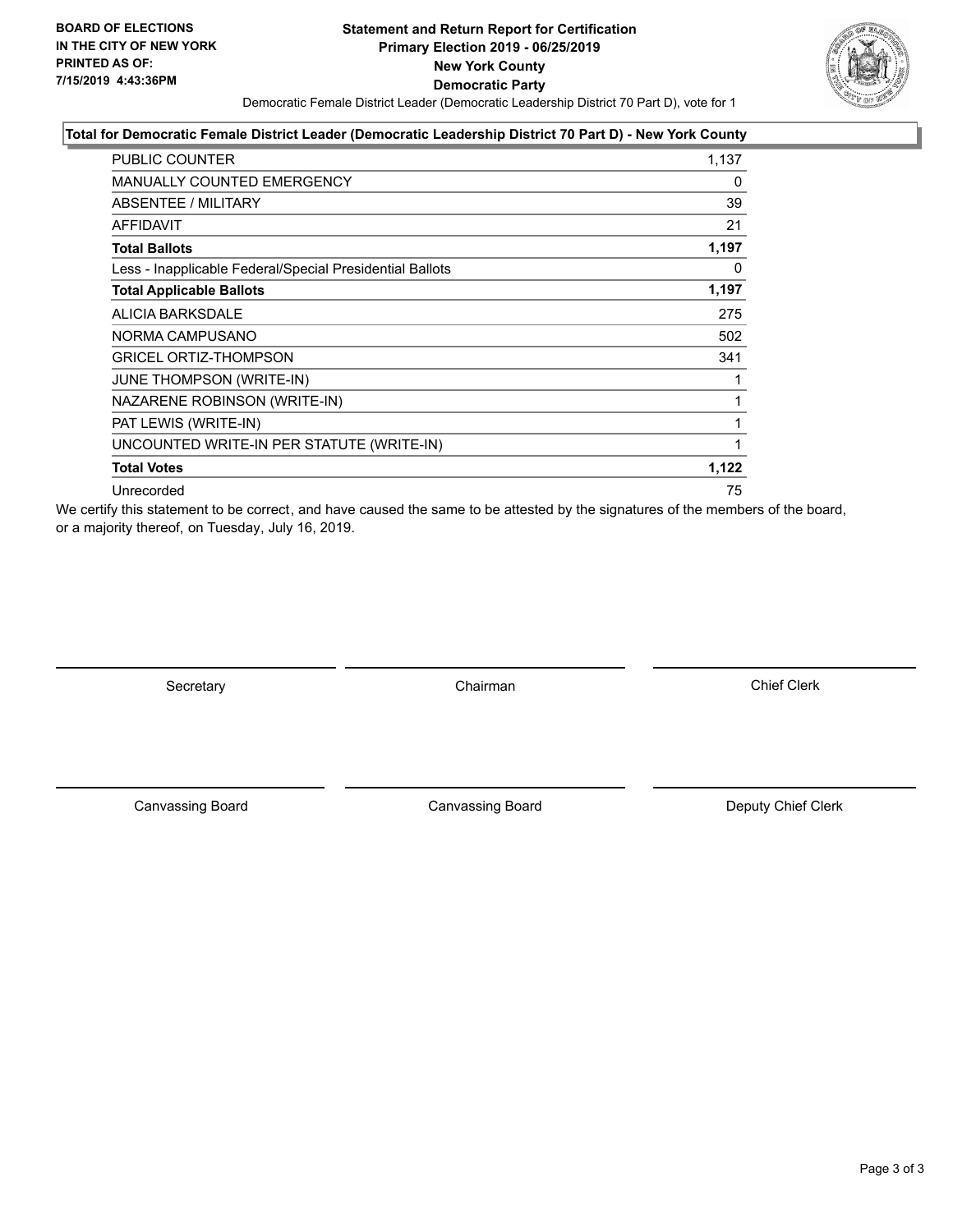**BOARD OF ELECTIONS**
**IN THE CITY OF NEW YORK**
**PRINTED AS OF:**
**7/15/2019 4:43:36PM**

# Statement and Return Report for Certification
## Primary Election 2019 - 06/25/2019
## New York County
## Democratic Party

Democratic Female District Leader (Democratic Leadership District 70 Part D), vote for 1

### Total for Democratic Female District Leader (Democratic Leadership District 70 Part D) - New York County

| | |
|---|---|
| PUBLIC COUNTER | 1,137 |
| MANUALLY COUNTED EMERGENCY | 0 |
| ABSENTEE / MILITARY | 39 |
| AFFIDAVIT | 21 |
| **Total Ballots** | **1,197** |
| Less - Inapplicable Federal/Special Presidential Ballots | 0 |
| **Total Applicable Ballots** | **1,197** |
| ALICIA BARKSDALE | 275 |
| NORMA CAMPUSANO | 502 |
| GRICEL ORTIZ-THOMPSON | 341 |
| JUNE THOMPSON (WRITE-IN) | 1 |
| NAZARENE ROBINSON (WRITE-IN) | 1 |
| PAT LEWIS (WRITE-IN) | 1 |
| UNCOUNTED WRITE-IN PER STATUTE (WRITE-IN) | 1 |
| **Total Votes** | **1,122** |
| Unrecorded | 75 |

We certify this statement to be correct, and have caused the same to be attested by the signatures of the members of the board, or a majority thereof, on Tuesday, July 16, 2019.

Secretary

Chairman

Chief Clerk

Canvassing Board

Canvassing Board

Deputy Chief Clerk